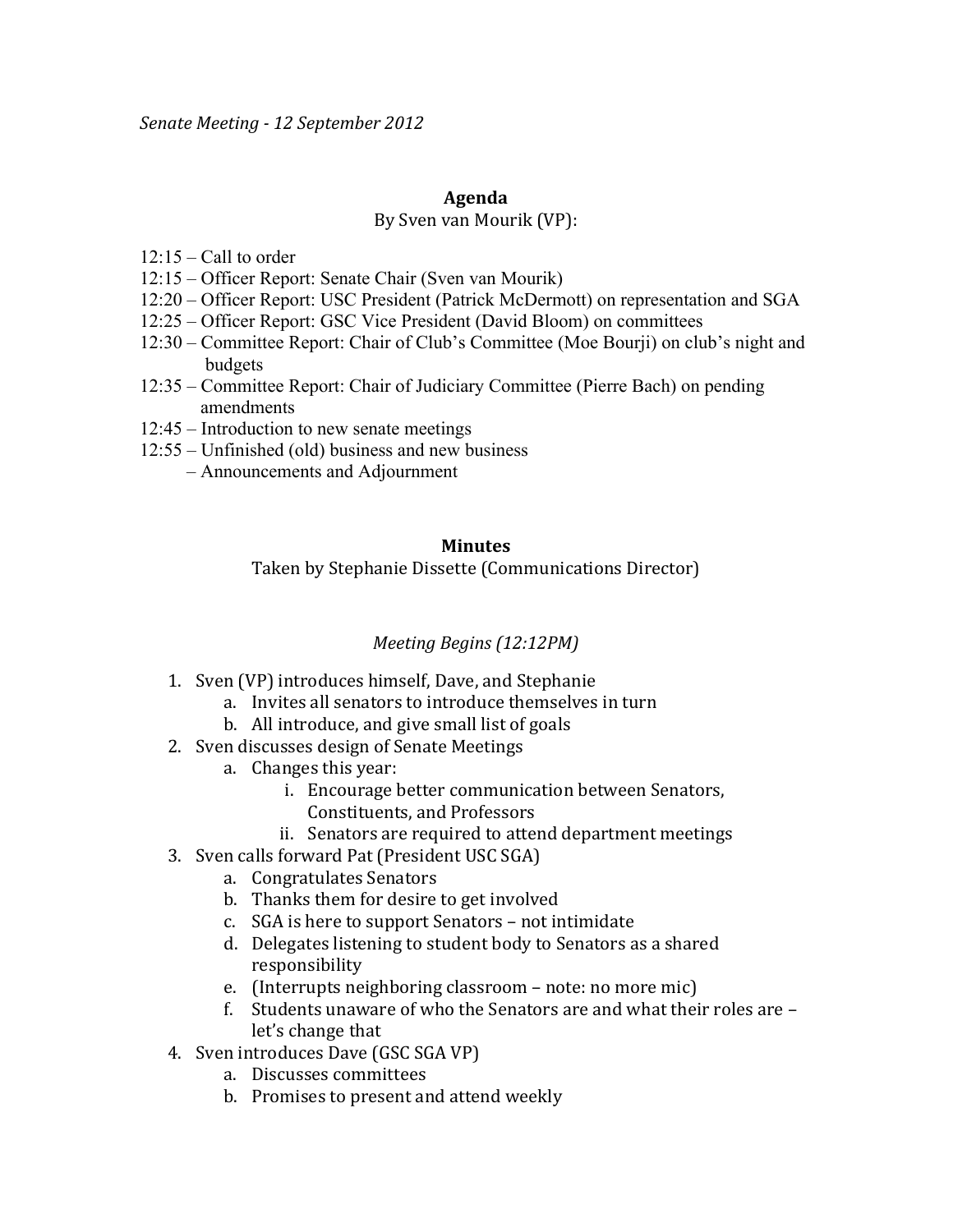*Senate Meeting - 12 September 2012*

## Agenda

By Sven van Mourik (VP):

12:15 – Call to order
12:15 – Officer Report: Senate Chair (Sven van Mourik)
12:20 – Officer Report: USC President (Patrick McDermott) on representation and SGA
12:25 – Officer Report: GSC Vice President (David Bloom) on committees
12:30 – Committee Report: Chair of Club's Committee (Moe Bourji) on club's night and budgets
12:35 – Committee Report: Chair of Judiciary Committee (Pierre Bach) on pending amendments
12:45 – Introduction to new senate meetings
12:55 – Unfinished (old) business and new business
– Announcements and Adjournment

## Minutes

Taken by Stephanie Dissette (Communications Director)

*Meeting Begins (12:12PM)*

1. Sven (VP) introduces himself, Dave, and Stephanie
    a. Invites all senators to introduce themselves in turn
    b. All introduce, and give small list of goals
2. Sven discusses design of Senate Meetings
    a. Changes this year:
        i. Encourage better communication between Senators, Constituents, and Professors
        ii. Senators are required to attend department meetings
3. Sven calls forward Pat (President USC SGA)
    a. Congratulates Senators
    b. Thanks them for desire to get involved
    c. SGA is here to support Senators – not intimidate
    d. Delegates listening to student body to Senators as a shared responsibility
    e. (Interrupts neighboring classroom – note: no more mic)
    f. Students unaware of who the Senators are and what their roles are – let's change that
4. Sven introduces Dave (GSC SGA VP)
    a. Discusses committees
    b. Promises to present and attend weekly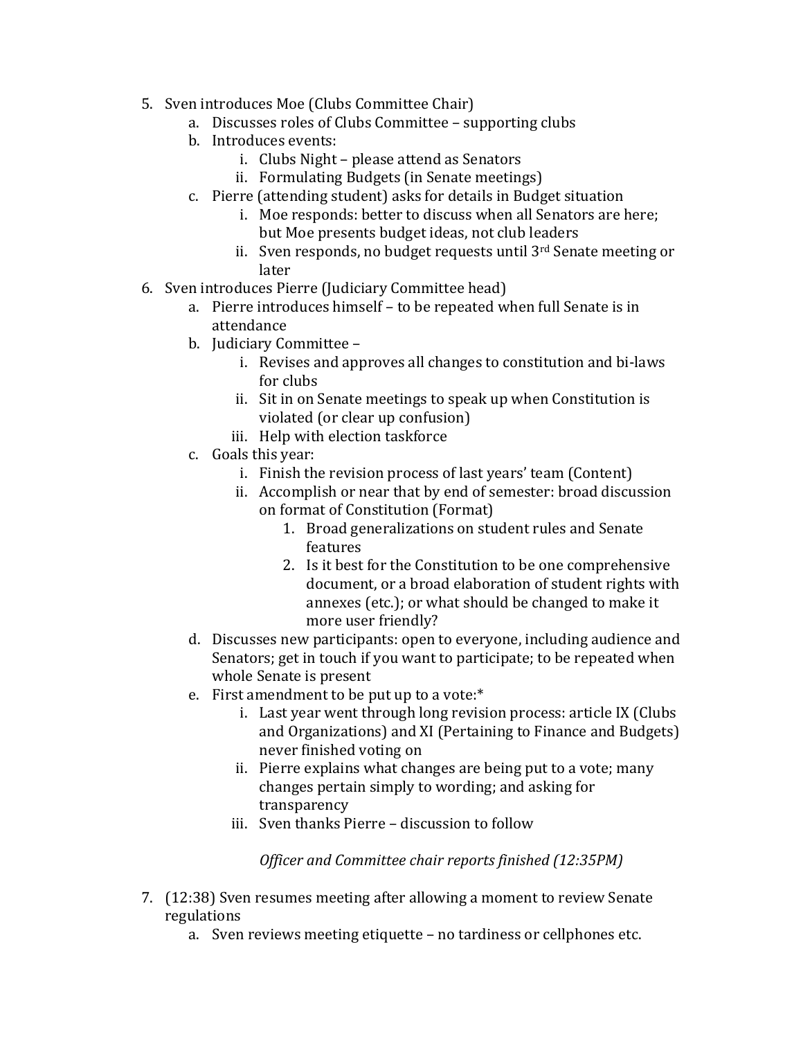5. Sven introduces Moe (Clubs Committee Chair)
    a. Discusses roles of Clubs Committee – supporting clubs
    b. Introduces events:
        i. Clubs Night – please attend as Senators
        ii. Formulating Budgets (in Senate meetings)
    c. Pierre (attending student) asks for details in Budget situation
        i. Moe responds: better to discuss when all Senators are here; but Moe presents budget ideas, not club leaders
        ii. Sven responds, no budget requests until 3rd Senate meeting or later
6. Sven introduces Pierre (Judiciary Committee head)
    a. Pierre introduces himself – to be repeated when full Senate is in attendance
    b. Judiciary Committee –
        i. Revises and approves all changes to constitution and bi-laws for clubs
        ii. Sit in on Senate meetings to speak up when Constitution is violated (or clear up confusion)
        iii. Help with election taskforce
    c. Goals this year:
        i. Finish the revision process of last years' team (Content)
        ii. Accomplish or near that by end of semester: broad discussion on format of Constitution (Format)
            1. Broad generalizations on student rules and Senate features
            2. Is it best for the Constitution to be one comprehensive document, or a broad elaboration of student rights with annexes (etc.); or what should be changed to make it more user friendly?
    d. Discusses new participants: open to everyone, including audience and Senators; get in touch if you want to participate; to be repeated when whole Senate is present
    e. First amendment to be put up to a vote:*
        i. Last year went through long revision process: article IX (Clubs and Organizations) and XI (Pertaining to Finance and Budgets) never finished voting on
        ii. Pierre explains what changes are being put to a vote; many changes pertain simply to wording; and asking for transparency
        iii. Sven thanks Pierre – discussion to follow

*Officer and Committee chair reports finished (12:35PM)*

7. (12:38) Sven resumes meeting after allowing a moment to review Senate regulations
    a. Sven reviews meeting etiquette – no tardiness or cellphones etc.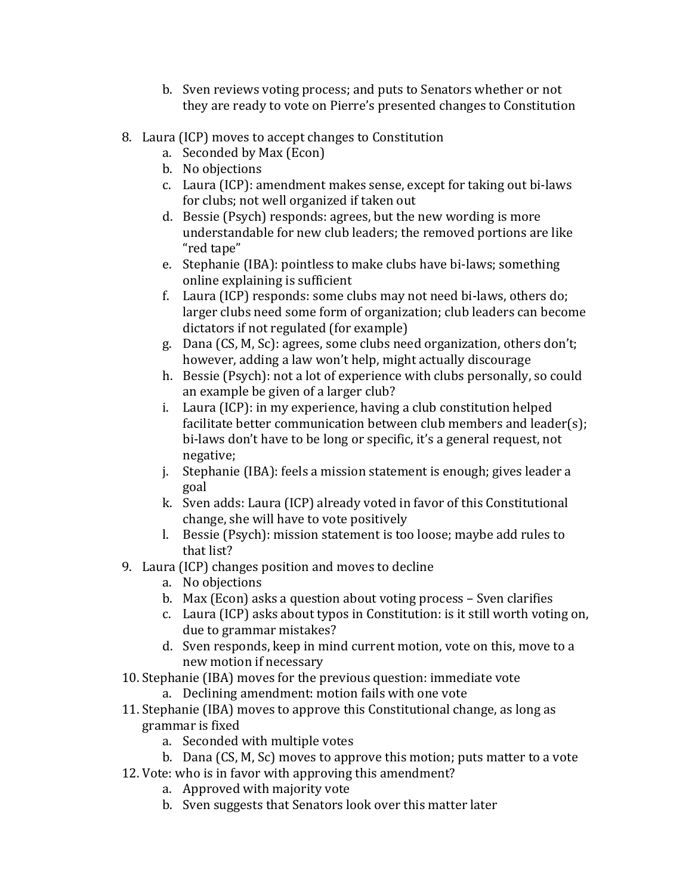b. Sven reviews voting process; and puts to Senators whether or not they are ready to vote on Pierre's presented changes to Constitution

8. Laura (ICP) moves to accept changes to Constitution
   a. Seconded by Max (Econ)
   b. No objections
   c. Laura (ICP): amendment makes sense, except for taking out bi-laws for clubs; not well organized if taken out
   d. Bessie (Psych) responds: agrees, but the new wording is more understandable for new club leaders; the removed portions are like "red tape"
   e. Stephanie (IBA): pointless to make clubs have bi-laws; something online explaining is sufficient
   f. Laura (ICP) responds: some clubs may not need bi-laws, others do; larger clubs need some form of organization; club leaders can become dictators if not regulated (for example)
   g. Dana (CS, M, Sc): agrees, some clubs need organization, others don't; however, adding a law won't help, might actually discourage
   h. Bessie (Psych): not a lot of experience with clubs personally, so could an example be given of a larger club?
   i. Laura (ICP): in my experience, having a club constitution helped facilitate better communication between club members and leader(s); bi-laws don't have to be long or specific, it's a general request, not negative;
   j. Stephanie (IBA): feels a mission statement is enough; gives leader a goal
   k. Sven adds: Laura (ICP) already voted in favor of this Constitutional change, she will have to vote positively
   l. Bessie (Psych): mission statement is too loose; maybe add rules to that list?
9. Laura (ICP) changes position and moves to decline
   a. No objections
   b. Max (Econ) asks a question about voting process – Sven clarifies
   c. Laura (ICP) asks about typos in Constitution: is it still worth voting on, due to grammar mistakes?
   d. Sven responds, keep in mind current motion, vote on this, move to a new motion if necessary
10. Stephanie (IBA) moves for the previous question: immediate vote
    a. Declining amendment: motion fails with one vote
11. Stephanie (IBA) moves to approve this Constitutional change, as long as grammar is fixed
    a. Seconded with multiple votes
    b. Dana (CS, M, Sc) moves to approve this motion; puts matter to a vote
12. Vote: who is in favor with approving this amendment?
    a. Approved with majority vote
    b. Sven suggests that Senators look over this matter later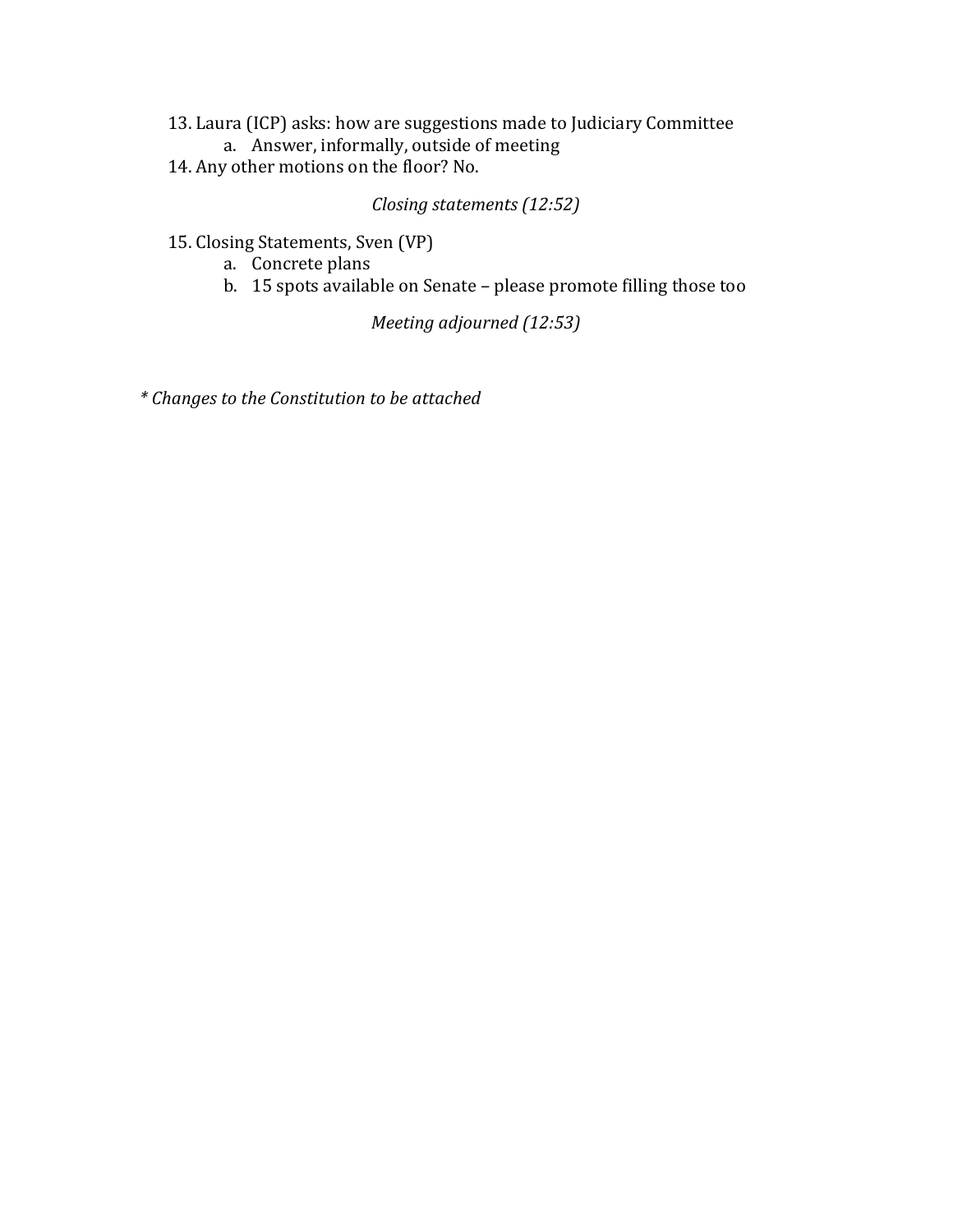13. Laura (ICP) asks: how are suggestions made to Judiciary Committee
    a. Answer, informally, outside of meeting
14. Any other motions on the floor? No.

*Closing statements (12:52)*

15. Closing Statements, Sven (VP)
    a. Concrete plans
    b. 15 spots available on Senate – please promote filling those too

*Meeting adjourned (12:53)*

*\* Changes to the Constitution to be attached*